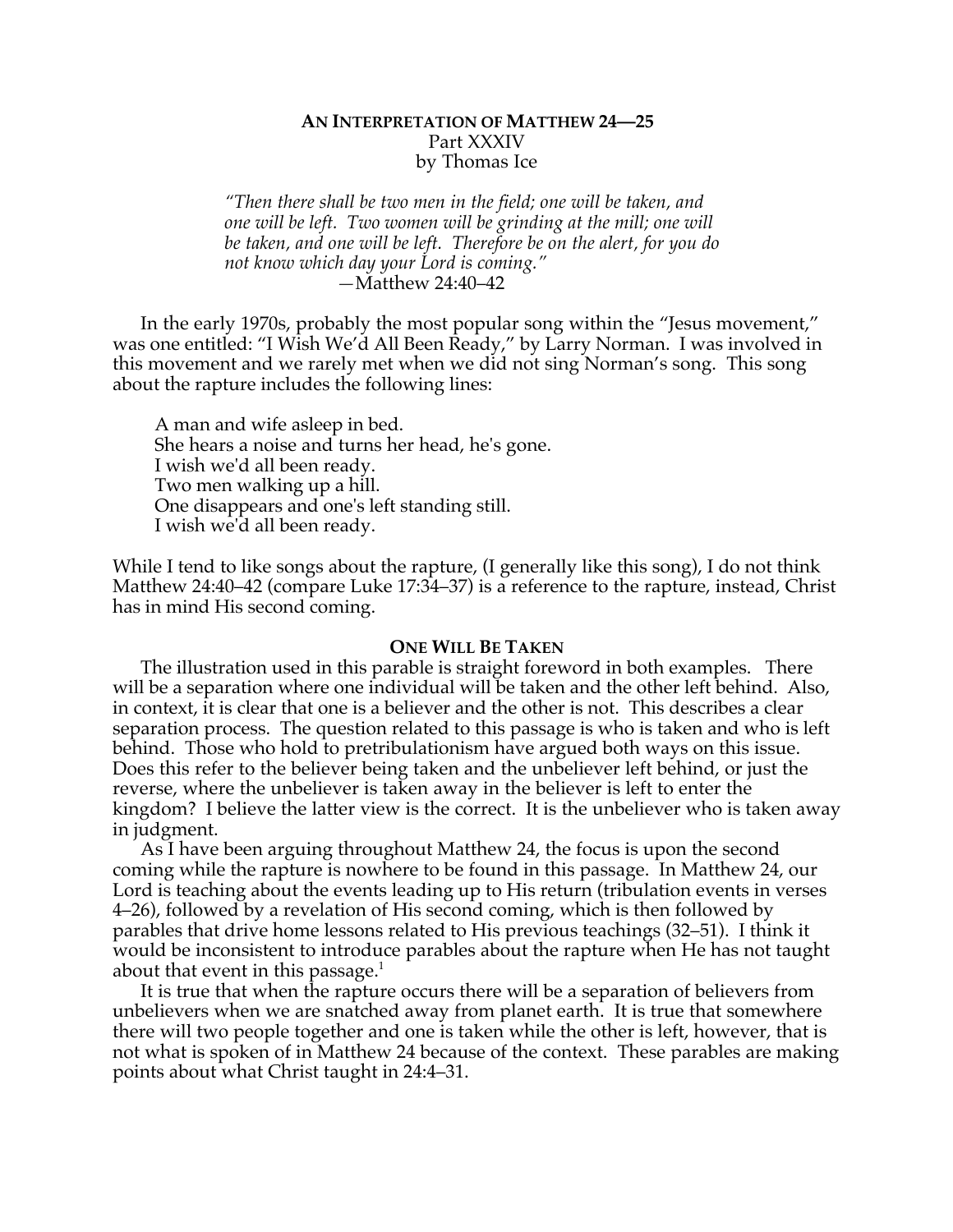**AN INTERPRETATION OF MATTHEW 24—25**
Part XXXIV
by Thomas Ice

> *"Then there shall be two men in the field; one will be taken, and one will be left. Two women will be grinding at the mill; one will be taken, and one will be left. Therefore be on the alert, for you do not know which day your Lord is coming."*
> —Matthew 24:40–42

In the early 1970s, probably the most popular song within the "Jesus movement," was one entitled: "I Wish We'd All Been Ready," by Larry Norman. I was involved in this movement and we rarely met when we did not sing Norman's song. This song about the rapture includes the following lines:

> A man and wife asleep in bed.
> She hears a noise and turns her head, he's gone.
> I wish we'd all been ready.
> Two men walking up a hill.
> One disappears and one's left standing still.
> I wish we'd all been ready.

While I tend to like songs about the rapture, (I generally like this song), I do not think Matthew 24:40–42 (compare Luke 17:34–37) is a reference to the rapture, instead, Christ has in mind His second coming.

## ONE WILL BE TAKEN

The illustration used in this parable is straight foreword in both examples. There will be a separation where one individual will be taken and the other left behind. Also, in context, it is clear that one is a believer and the other is not. This describes a clear separation process. The question related to this passage is who is taken and who is left behind. Those who hold to pretribulationism have argued both ways on this issue. Does this refer to the believer being taken and the unbeliever left behind, or just the reverse, where the unbeliever is taken away in the believer is left to enter the kingdom? I believe the latter view is the correct. It is the unbeliever who is taken away in judgment.

As I have been arguing throughout Matthew 24, the focus is upon the second coming while the rapture is nowhere to be found in this passage. In Matthew 24, our Lord is teaching about the events leading up to His return (tribulation events in verses 4–26), followed by a revelation of His second coming, which is then followed by parables that drive home lessons related to His previous teachings (32–51). I think it would be inconsistent to introduce parables about the rapture when He has not taught about that event in this passage.[1]

It is true that when the rapture occurs there will be a separation of believers from unbelievers when we are snatched away from planet earth. It is true that somewhere there will two people together and one is taken while the other is left, however, that is not what is spoken of in Matthew 24 because of the context. These parables are making points about what Christ taught in 24:4–31.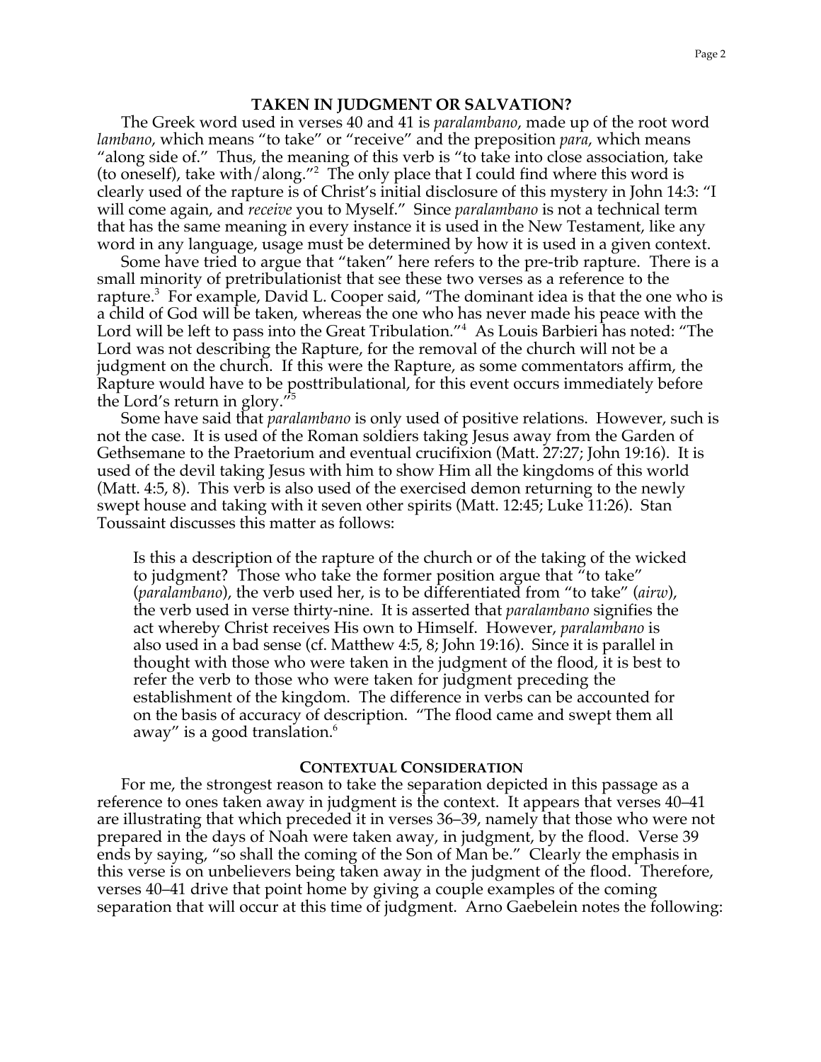## TAKEN IN JUDGMENT OR SALVATION?

The Greek word used in verses 40 and 41 is *paralambano*, made up of the root word *lambano*, which means "to take" or "receive" and the preposition *para*, which means "along side of." Thus, the meaning of this verb is "to take into close association, take (to oneself), take with/along."[2] The only place that I could find where this word is clearly used of the rapture is of Christ's initial disclosure of this mystery in John 14:3: "I will come again, and *receive* you to Myself." Since *paralambano* is not a technical term that has the same meaning in every instance it is used in the New Testament, like any word in any language, usage must be determined by how it is used in a given context.

Some have tried to argue that "taken" here refers to the pre-trib rapture. There is a small minority of pretribulationist that see these two verses as a reference to the rapture.[3] For example, David L. Cooper said, "The dominant idea is that the one who is a child of God will be taken, whereas the one who has never made his peace with the Lord will be left to pass into the Great Tribulation."[4] As Louis Barbieri has noted: "The Lord was not describing the Rapture, for the removal of the church will not be a judgment on the church. If this were the Rapture, as some commentators affirm, the Rapture would have to be posttribulational, for this event occurs immediately before the Lord's return in glory."[5]

Some have said that *paralambano* is only used of positive relations. However, such is not the case. It is used of the Roman soldiers taking Jesus away from the Garden of Gethsemane to the Praetorium and eventual crucifixion (Matt. 27:27; John 19:16). It is used of the devil taking Jesus with him to show Him all the kingdoms of this world (Matt. 4:5, 8). This verb is also used of the exercised demon returning to the newly swept house and taking with it seven other spirits (Matt. 12:45; Luke 11:26). Stan Toussaint discusses this matter as follows:

> Is this a description of the rapture of the church or of the taking of the wicked to judgment? Those who take the former position argue that "to take" (*paralambano*), the verb used her, is to be differentiated from "to take" (*airw*), the verb used in verse thirty-nine. It is asserted that *paralambano* signifies the act whereby Christ receives His own to Himself. However, *paralambano* is also used in a bad sense (cf. Matthew 4:5, 8; John 19:16). Since it is parallel in thought with those who were taken in the judgment of the flood, it is best to refer the verb to those who were taken for judgment preceding the establishment of the kingdom. The difference in verbs can be accounted for on the basis of accuracy of description. "The flood came and swept them all away" is a good translation.[6]

## CONTEXTUAL CONSIDERATION

For me, the strongest reason to take the separation depicted in this passage as a reference to ones taken away in judgment is the context. It appears that verses 40–41 are illustrating that which preceded it in verses 36–39, namely that those who were not prepared in the days of Noah were taken away, in judgment, by the flood. Verse 39 ends by saying, "so shall the coming of the Son of Man be." Clearly the emphasis in this verse is on unbelievers being taken away in the judgment of the flood. Therefore, verses 40–41 drive that point home by giving a couple examples of the coming separation that will occur at this time of judgment. Arno Gaebelein notes the following: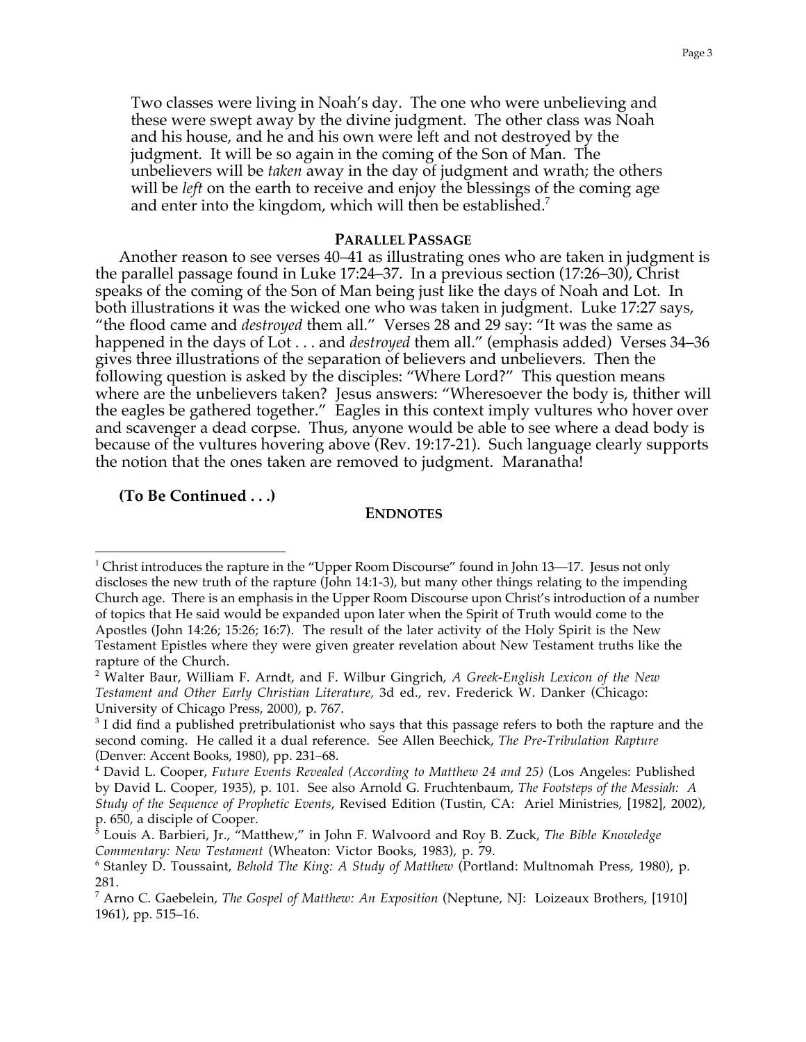> Two classes were living in Noah's day. The one who were unbelieving and these were swept away by the divine judgment. The other class was Noah and his house, and he and his own were left and not destroyed by the judgment. It will be so again in the coming of the Son of Man. The unbelievers will be *taken* away in the day of judgment and wrath; the others will be *left* on the earth to receive and enjoy the blessings of the coming age and enter into the kingdom, which will then be established.[7]

### PARALLEL PASSAGE

Another reason to see verses 40–41 as illustrating ones who are taken in judgment is the parallel passage found in Luke 17:24–37. In a previous section (17:26–30), Christ speaks of the coming of the Son of Man being just like the days of Noah and Lot. In both illustrations it was the wicked one who was taken in judgment. Luke 17:27 says, "the flood came and *destroyed* them all." Verses 28 and 29 say: "It was the same as happened in the days of Lot . . . and *destroyed* them all." (emphasis added) Verses 34–36 gives three illustrations of the separation of believers and unbelievers. Then the following question is asked by the disciples: "Where Lord?" This question means where are the unbelievers taken? Jesus answers: "Wheresoever the body is, thither will the eagles be gathered together." Eagles in this context imply vultures who hover over and scavenger a dead corpse. Thus, anyone would be able to see where a dead body is because of the vultures hovering above (Rev. 19:17-21). Such language clearly supports the notion that the ones taken are removed to judgment. Maranatha!

**(To Be Continued . . .)**

### ENDNOTES

[1] Christ introduces the rapture in the "Upper Room Discourse" found in John 13—17. Jesus not only discloses the new truth of the rapture (John 14:1-3), but many other things relating to the impending Church age. There is an emphasis in the Upper Room Discourse upon Christ's introduction of a number of topics that He said would be expanded upon later when the Spirit of Truth would come to the Apostles (John 14:26; 15:26; 16:7). The result of the later activity of the Holy Spirit is the New Testament Epistles where they were given greater revelation about New Testament truths like the rapture of the Church.

[2] Walter Baur, William F. Arndt, and F. Wilbur Gingrich, *A Greek-English Lexicon of the New Testament and Other Early Christian Literature,* 3d ed., rev. Frederick W. Danker (Chicago: University of Chicago Press, 2000), p. 767.

[3] I did find a published pretribulationist who says that this passage refers to both the rapture and the second coming. He called it a dual reference. See Allen Beechick, *The Pre-Tribulation Rapture* (Denver: Accent Books, 1980), pp. 231–68.

[4] David L. Cooper, *Future Events Revealed (According to Matthew 24 and 25)* (Los Angeles: Published by David L. Cooper, 1935), p. 101. See also Arnold G. Fruchtenbaum, *The Footsteps of the Messiah: A Study of the Sequence of Prophetic Events*, Revised Edition (Tustin, CA: Ariel Ministries, [1982], 2002), p. 650, a disciple of Cooper.

[5] Louis A. Barbieri, Jr., "Matthew," in John F. Walvoord and Roy B. Zuck, *The Bible Knowledge Commentary: New Testament* (Wheaton: Victor Books, 1983), p. 79.

[6] Stanley D. Toussaint, *Behold The King: A Study of Matthew* (Portland: Multnomah Press, 1980), p. 281.

[7] Arno C. Gaebelein, *The Gospel of Matthew: An Exposition* (Neptune, NJ: Loizeaux Brothers, [1910] 1961), pp. 515–16.